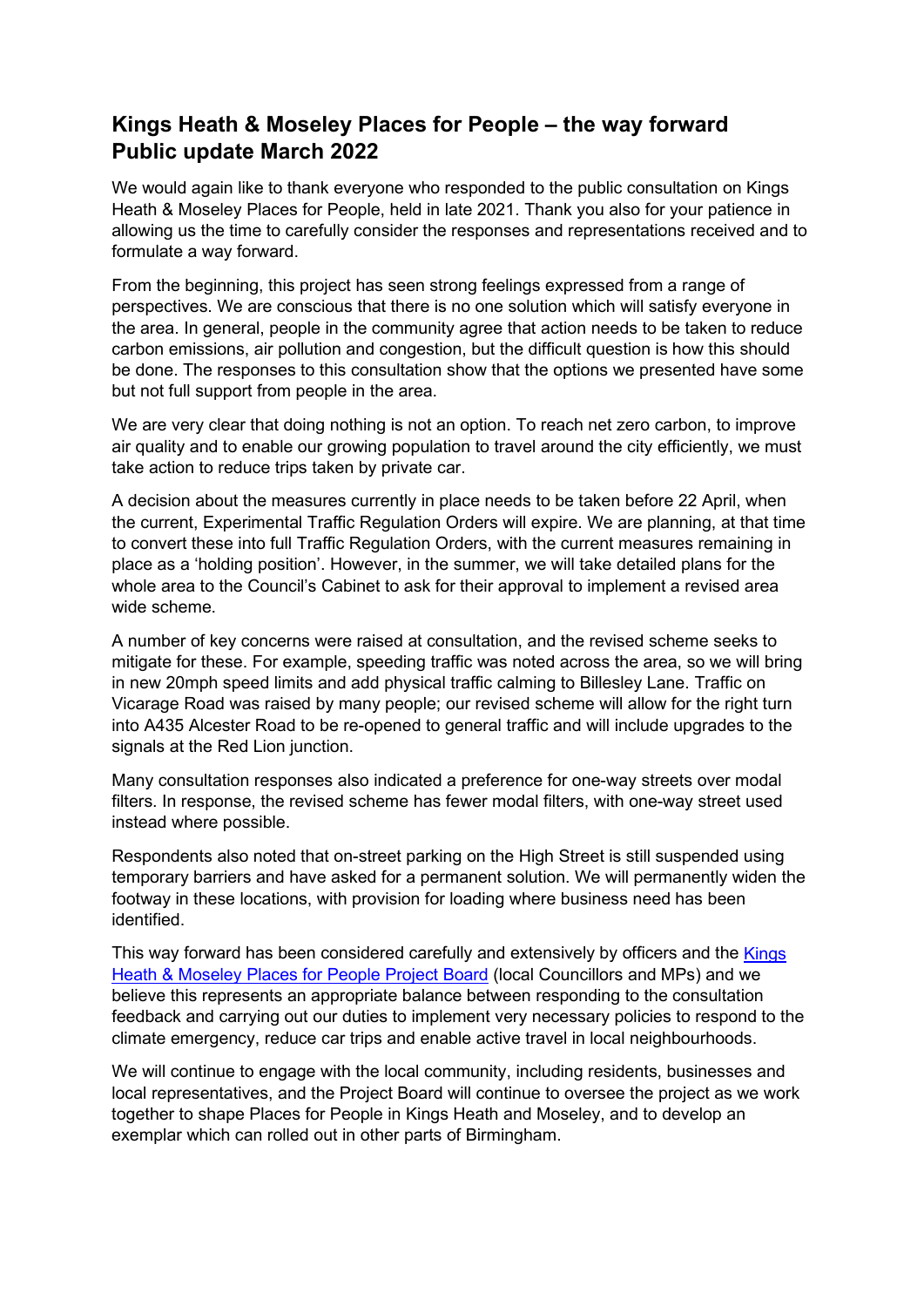# Kings Heath & Moseley Places for People – the way forward
# Public update March 2022

We would again like to thank everyone who responded to the public consultation on Kings Heath & Moseley Places for People, held in late 2021. Thank you also for your patience in allowing us the time to carefully consider the responses and representations received and to formulate a way forward.

From the beginning, this project has seen strong feelings expressed from a range of perspectives. We are conscious that there is no one solution which will satisfy everyone in the area. In general, people in the community agree that action needs to be taken to reduce carbon emissions, air pollution and congestion, but the difficult question is how this should be done. The responses to this consultation show that the options we presented have some but not full support from people in the area.

We are very clear that doing nothing is not an option. To reach net zero carbon, to improve air quality and to enable our growing population to travel around the city efficiently, we must take action to reduce trips taken by private car.

A decision about the measures currently in place needs to be taken before 22 April, when the current, Experimental Traffic Regulation Orders will expire. We are planning, at that time to convert these into full Traffic Regulation Orders, with the current measures remaining in place as a 'holding position'. However, in the summer, we will take detailed plans for the whole area to the Council's Cabinet to ask for their approval to implement a revised area wide scheme.

A number of key concerns were raised at consultation, and the revised scheme seeks to mitigate for these. For example, speeding traffic was noted across the area, so we will bring in new 20mph speed limits and add physical traffic calming to Billesley Lane. Traffic on Vicarage Road was raised by many people; our revised scheme will allow for the right turn into A435 Alcester Road to be re-opened to general traffic and will include upgrades to the signals at the Red Lion junction.

Many consultation responses also indicated a preference for one-way streets over modal filters. In response, the revised scheme has fewer modal filters, with one-way street used instead where possible.

Respondents also noted that on-street parking on the High Street is still suspended using temporary barriers and have asked for a permanent solution. We will permanently widen the footway in these locations, with provision for loading where business need has been identified.

This way forward has been considered carefully and extensively by officers and the [Kings Heath & Moseley Places for People Project Board](#) (local Councillors and MPs) and we believe this represents an appropriate balance between responding to the consultation feedback and carrying out our duties to implement very necessary policies to respond to the climate emergency, reduce car trips and enable active travel in local neighbourhoods.

We will continue to engage with the local community, including residents, businesses and local representatives, and the Project Board will continue to oversee the project as we work together to shape Places for People in Kings Heath and Moseley, and to develop an exemplar which can rolled out in other parts of Birmingham.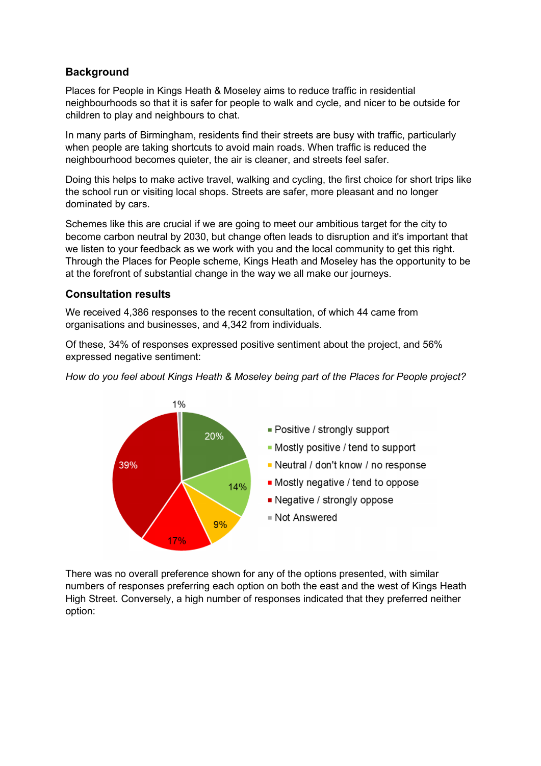## Background

Places for People in Kings Heath & Moseley aims to reduce traffic in residential neighbourhoods so that it is safer for people to walk and cycle, and nicer to be outside for children to play and neighbours to chat.

In many parts of Birmingham, residents find their streets are busy with traffic, particularly when people are taking shortcuts to avoid main roads. When traffic is reduced the neighbourhood becomes quieter, the air is cleaner, and streets feel safer.

Doing this helps to make active travel, walking and cycling, the first choice for short trips like the school run or visiting local shops. Streets are safer, more pleasant and no longer dominated by cars.

Schemes like this are crucial if we are going to meet our ambitious target for the city to become carbon neutral by 2030, but change often leads to disruption and it's important that we listen to your feedback as we work with you and the local community to get this right. Through the Places for People scheme, Kings Heath and Moseley has the opportunity to be at the forefront of substantial change in the way we all make our journeys.

## Consultation results

We received 4,386 responses to the recent consultation, of which 44 came from organisations and businesses, and 4,342 from individuals.

Of these, 34% of responses expressed positive sentiment about the project, and 56% expressed negative sentiment:

*How do you feel about Kings Heath & Moseley being part of the Places for People project?*

| Response | % |
|---|---|
| Positive / strongly support | 20% |
| Mostly positive / tend to support | 14% |
| Neutral / don't know / no response | 9% |
| Mostly negative / tend to oppose | 17% |
| Negative / strongly oppose | 39% |
| Not Answered | 1% |

There was no overall preference shown for any of the options presented, with similar numbers of responses preferring each option on both the east and the west of Kings Heath High Street. Conversely, a high number of responses indicated that they preferred neither option: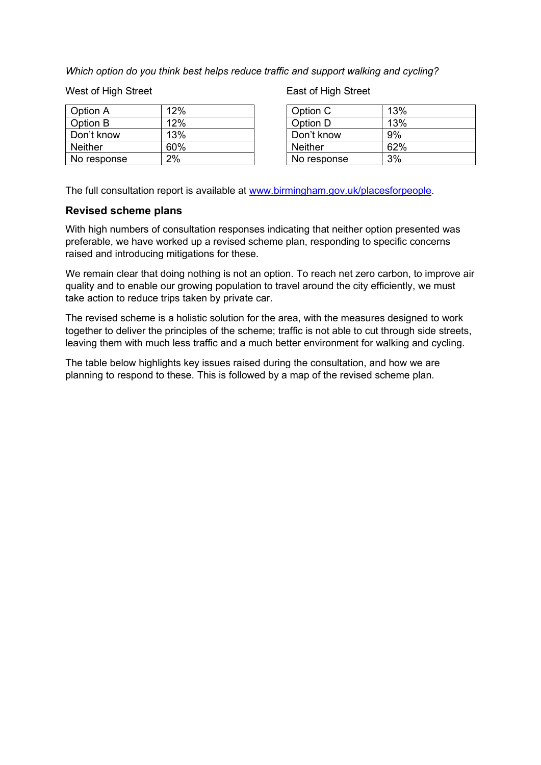*Which option do you think best helps reduce traffic and support walking and cycling?*

West of High Street

| Option A | 12% |
|---|---|
| Option B | 12% |
| Don’t know | 13% |
| Neither | 60% |
| No response | 2% |

East of High Street

| Option C | 13% |
|---|---|
| Option D | 13% |
| Don’t know | 9% |
| Neither | 62% |
| No response | 3% |

The full consultation report is available at [www.birmingham.gov.uk/placesforpeople](http://www.birmingham.gov.uk/placesforpeople).

### Revised scheme plans

With high numbers of consultation responses indicating that neither option presented was preferable, we have worked up a revised scheme plan, responding to specific concerns raised and introducing mitigations for these.

We remain clear that doing nothing is not an option. To reach net zero carbon, to improve air quality and to enable our growing population to travel around the city efficiently, we must take action to reduce trips taken by private car.

The revised scheme is a holistic solution for the area, with the measures designed to work together to deliver the principles of the scheme; traffic is not able to cut through side streets, leaving them with much less traffic and a much better environment for walking and cycling.

The table below highlights key issues raised during the consultation, and how we are planning to respond to these. This is followed by a map of the revised scheme plan.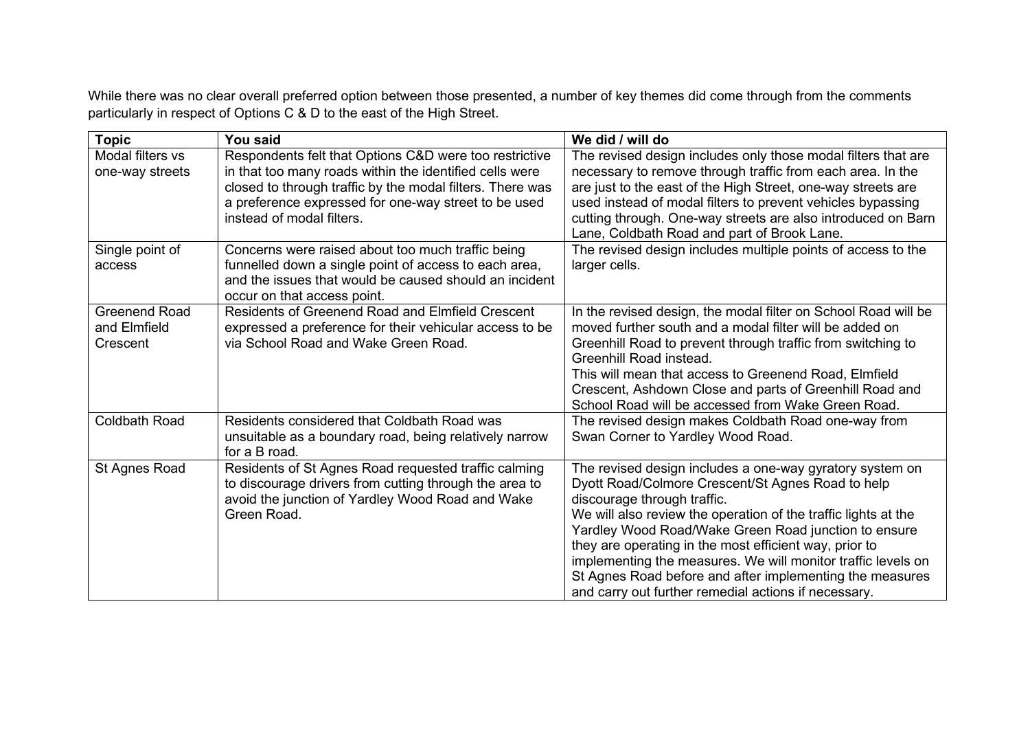While there was no clear overall preferred option between those presented, a number of key themes did come through from the comments particularly in respect of Options C & D to the east of the High Street.

| Topic | You said | We did / will do |
|---|---|---|
| Modal filters vs one-way streets | Respondents felt that Options C&D were too restrictive in that too many roads within the identified cells were closed to through traffic by the modal filters. There was a preference expressed for one-way street to be used instead of modal filters. | The revised design includes only those modal filters that are necessary to remove through traffic from each area. In the are just to the east of the High Street, one-way streets are used instead of modal filters to prevent vehicles bypassing cutting through. One-way streets are also introduced on Barn Lane, Coldbath Road and part of Brook Lane. |
| Single point of access | Concerns were raised about too much traffic being funnelled down a single point of access to each area, and the issues that would be caused should an incident occur on that access point. | The revised design includes multiple points of access to the larger cells. |
| Greenend Road and Elmfield Crescent | Residents of Greenend Road and Elmfield Crescent expressed a preference for their vehicular access to be via School Road and Wake Green Road. | In the revised design, the modal filter on School Road will be moved further south and a modal filter will be added on Greenhill Road to prevent through traffic from switching to Greenhill Road instead.<br>This will mean that access to Greenend Road, Elmfield Crescent, Ashdown Close and parts of Greenhill Road and School Road will be accessed from Wake Green Road. |
| Coldbath Road | Residents considered that Coldbath Road was unsuitable as a boundary road, being relatively narrow for a B road. | The revised design makes Coldbath Road one-way from Swan Corner to Yardley Wood Road. |
| St Agnes Road | Residents of St Agnes Road requested traffic calming to discourage drivers from cutting through the area to avoid the junction of Yardley Wood Road and Wake Green Road. | The revised design includes a one-way gyratory system on Dyott Road/Colmore Crescent/St Agnes Road to help discourage through traffic.<br>We will also review the operation of the traffic lights at the Yardley Wood Road/Wake Green Road junction to ensure they are operating in the most efficient way, prior to implementing the measures. We will monitor traffic levels on St Agnes Road before and after implementing the measures and carry out further remedial actions if necessary. |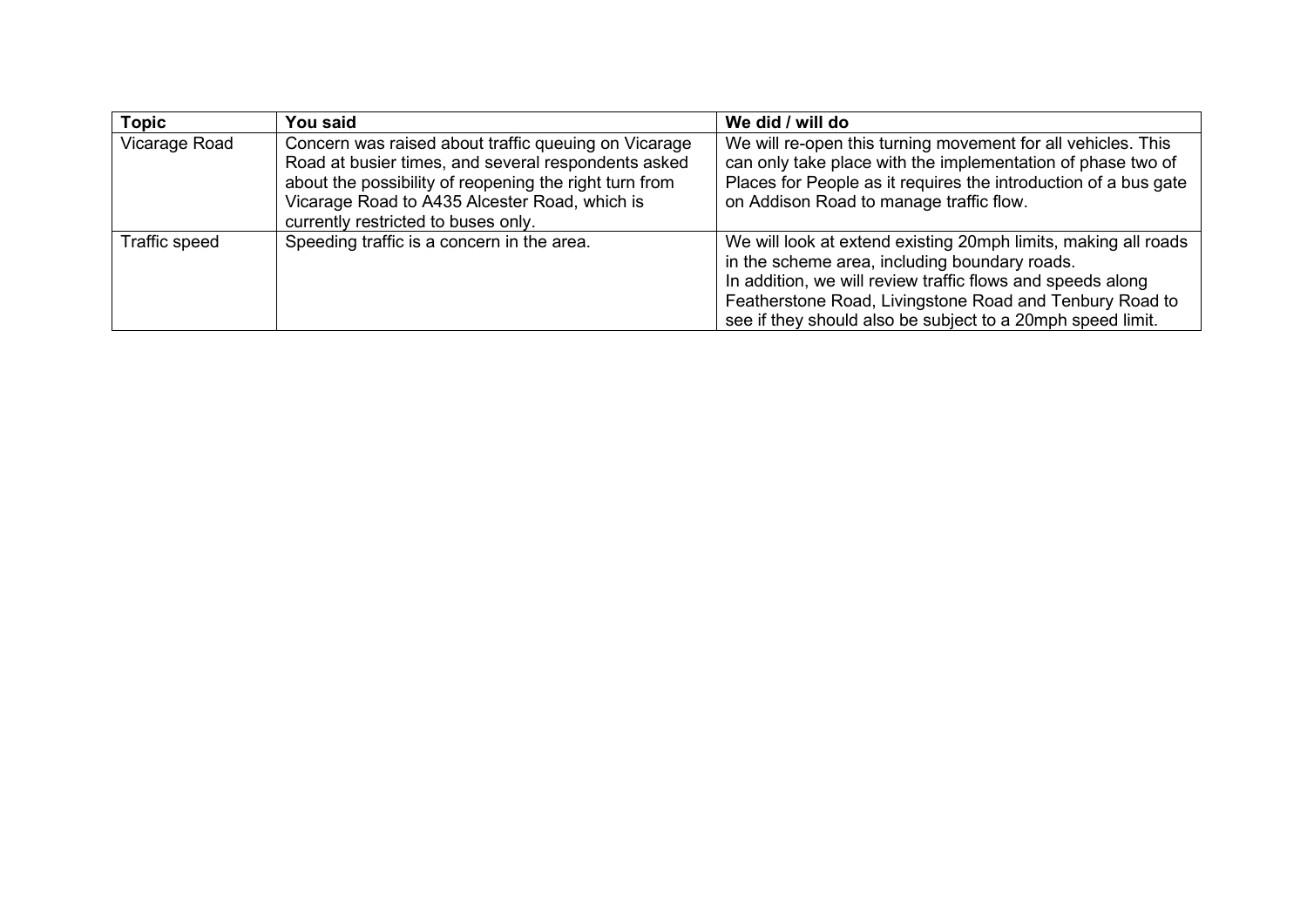| Topic | You said | We did / will do |
|---|---|---|
| Vicarage Road | Concern was raised about traffic queuing on Vicarage Road at busier times, and several respondents asked about the possibility of reopening the right turn from Vicarage Road to A435 Alcester Road, which is currently restricted to buses only. | We will re-open this turning movement for all vehicles. This can only take place with the implementation of phase two of Places for People as it requires the introduction of a bus gate on Addison Road to manage traffic flow. |
| Traffic speed | Speeding traffic is a concern in the area. | We will look at extend existing 20mph limits, making all roads in the scheme area, including boundary roads.<br>In addition, we will review traffic flows and speeds along Featherstone Road, Livingstone Road and Tenbury Road to see if they should also be subject to a 20mph speed limit. |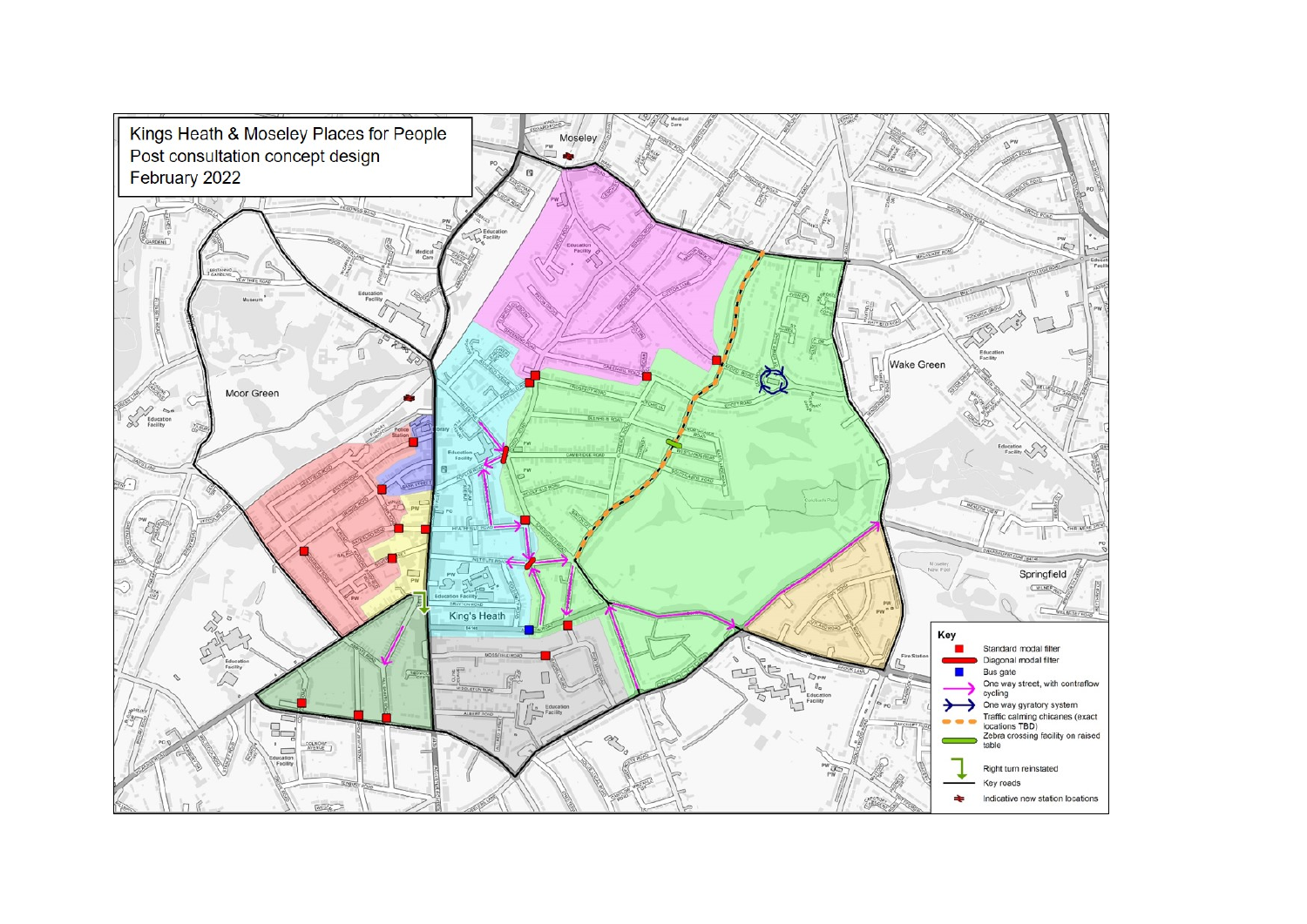Kings Heath & Moseley Places for People
Post consultation concept design
February 2022

**Key**

- Standard modal filter
- Diagonal modal filter
- Bus gate
- One way street, with contraflow cycling
- One way gyratory system
- Traffic calming chicanes (exact locations TBD)
- Zebra crossing facility on raised table
- Right turn reinstated
- Key roads
- Indicative new station locations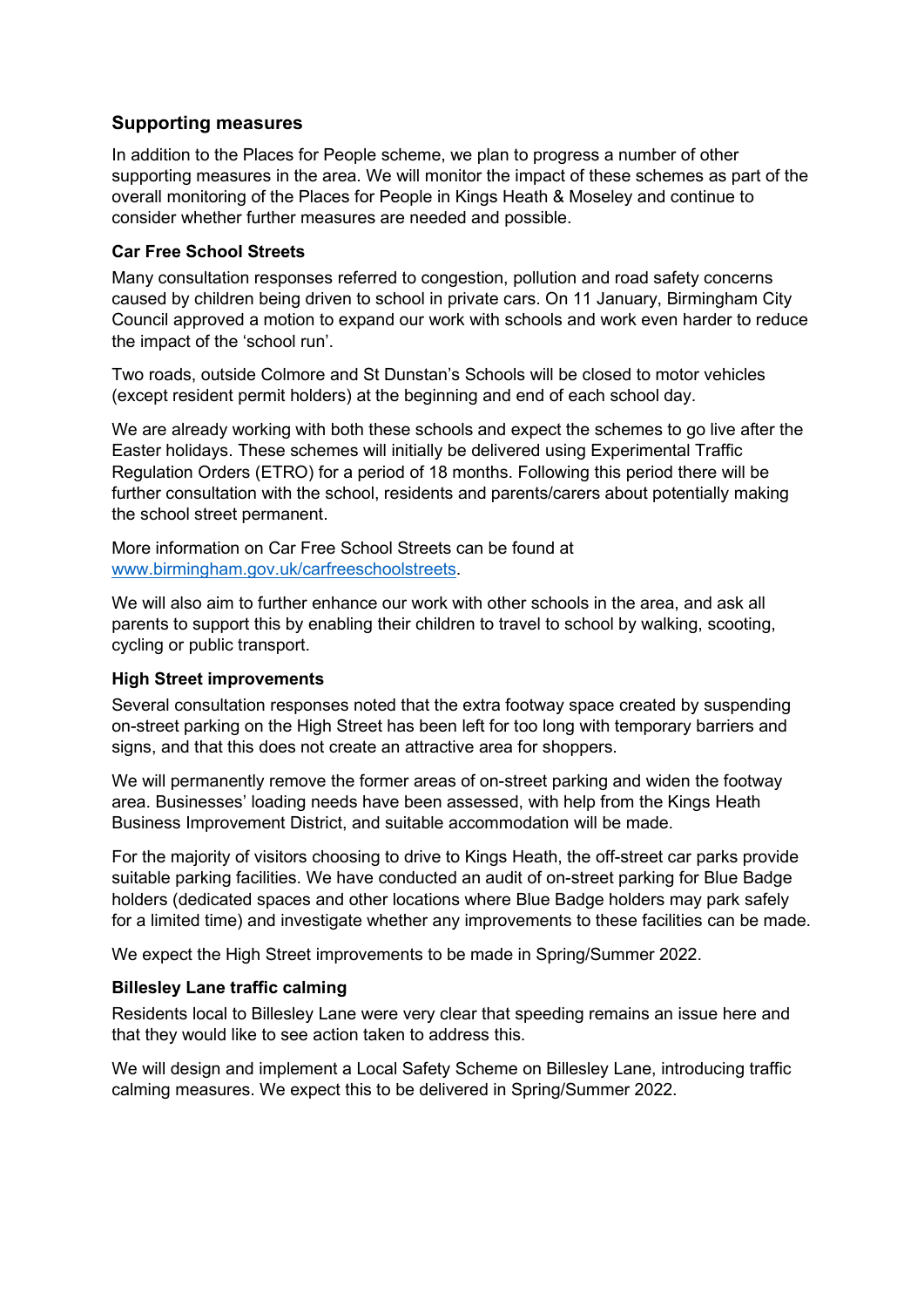## Supporting measures

In addition to the Places for People scheme, we plan to progress a number of other supporting measures in the area. We will monitor the impact of these schemes as part of the overall monitoring of the Places for People in Kings Heath & Moseley and continue to consider whether further measures are needed and possible.

### Car Free School Streets

Many consultation responses referred to congestion, pollution and road safety concerns caused by children being driven to school in private cars. On 11 January, Birmingham City Council approved a motion to expand our work with schools and work even harder to reduce the impact of the 'school run'.

Two roads, outside Colmore and St Dunstan's Schools will be closed to motor vehicles (except resident permit holders) at the beginning and end of each school day.

We are already working with both these schools and expect the schemes to go live after the Easter holidays. These schemes will initially be delivered using Experimental Traffic Regulation Orders (ETRO) for a period of 18 months. Following this period there will be further consultation with the school, residents and parents/carers about potentially making the school street permanent.

More information on Car Free School Streets can be found at [www.birmingham.gov.uk/carfreeschoolstreets](http://www.birmingham.gov.uk/carfreeschoolstreets).

We will also aim to further enhance our work with other schools in the area, and ask all parents to support this by enabling their children to travel to school by walking, scooting, cycling or public transport.

### High Street improvements

Several consultation responses noted that the extra footway space created by suspending on-street parking on the High Street has been left for too long with temporary barriers and signs, and that this does not create an attractive area for shoppers.

We will permanently remove the former areas of on-street parking and widen the footway area. Businesses' loading needs have been assessed, with help from the Kings Heath Business Improvement District, and suitable accommodation will be made.

For the majority of visitors choosing to drive to Kings Heath, the off-street car parks provide suitable parking facilities. We have conducted an audit of on-street parking for Blue Badge holders (dedicated spaces and other locations where Blue Badge holders may park safely for a limited time) and investigate whether any improvements to these facilities can be made.

We expect the High Street improvements to be made in Spring/Summer 2022.

### Billesley Lane traffic calming

Residents local to Billesley Lane were very clear that speeding remains an issue here and that they would like to see action taken to address this.

We will design and implement a Local Safety Scheme on Billesley Lane, introducing traffic calming measures. We expect this to be delivered in Spring/Summer 2022.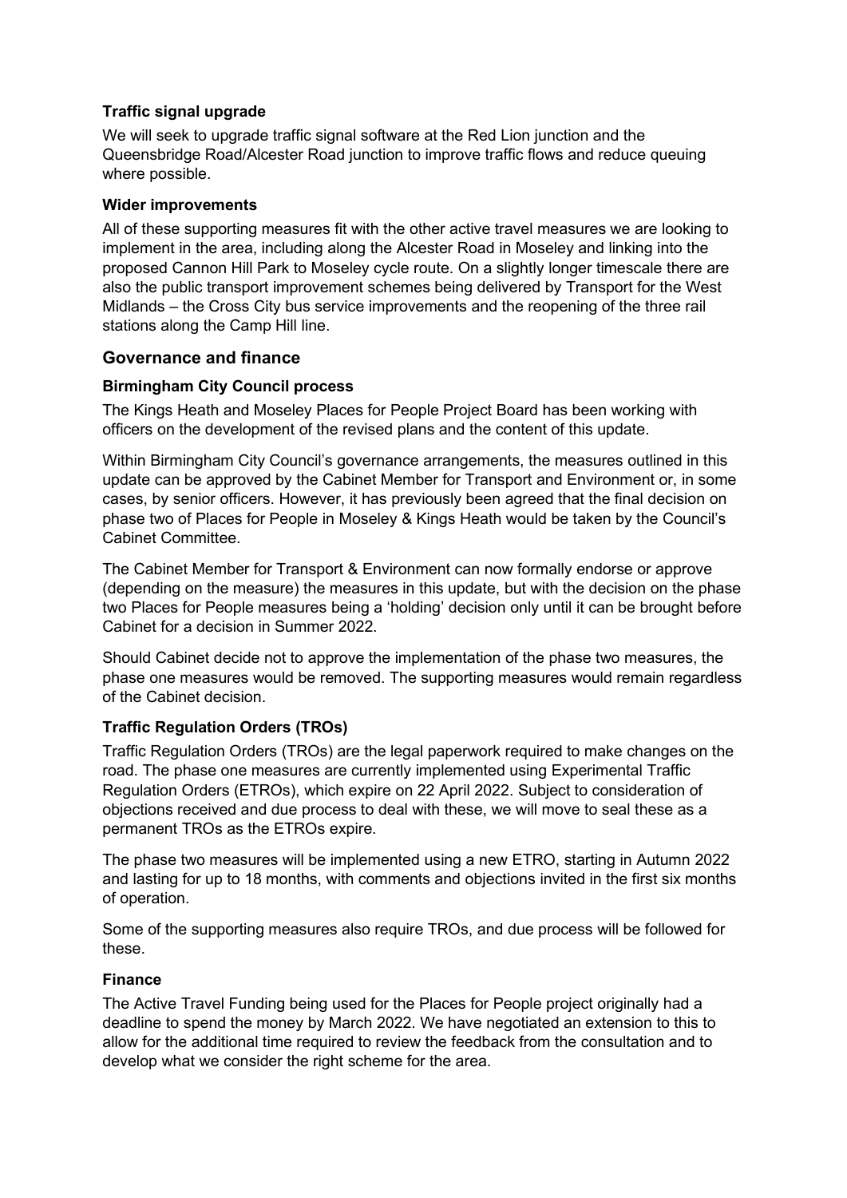#### Traffic signal upgrade

We will seek to upgrade traffic signal software at the Red Lion junction and the Queensbridge Road/Alcester Road junction to improve traffic flows and reduce queuing where possible.

#### Wider improvements

All of these supporting measures fit with the other active travel measures we are looking to implement in the area, including along the Alcester Road in Moseley and linking into the proposed Cannon Hill Park to Moseley cycle route. On a slightly longer timescale there are also the public transport improvement schemes being delivered by Transport for the West Midlands – the Cross City bus service improvements and the reopening of the three rail stations along the Camp Hill line.

## Governance and finance

#### Birmingham City Council process

The Kings Heath and Moseley Places for People Project Board has been working with officers on the development of the revised plans and the content of this update.

Within Birmingham City Council's governance arrangements, the measures outlined in this update can be approved by the Cabinet Member for Transport and Environment or, in some cases, by senior officers. However, it has previously been agreed that the final decision on phase two of Places for People in Moseley & Kings Heath would be taken by the Council's Cabinet Committee.

The Cabinet Member for Transport & Environment can now formally endorse or approve (depending on the measure) the measures in this update, but with the decision on the phase two Places for People measures being a 'holding' decision only until it can be brought before Cabinet for a decision in Summer 2022.

Should Cabinet decide not to approve the implementation of the phase two measures, the phase one measures would be removed. The supporting measures would remain regardless of the Cabinet decision.

#### Traffic Regulation Orders (TROs)

Traffic Regulation Orders (TROs) are the legal paperwork required to make changes on the road. The phase one measures are currently implemented using Experimental Traffic Regulation Orders (ETROs), which expire on 22 April 2022. Subject to consideration of objections received and due process to deal with these, we will move to seal these as a permanent TROs as the ETROs expire.

The phase two measures will be implemented using a new ETRO, starting in Autumn 2022 and lasting for up to 18 months, with comments and objections invited in the first six months of operation.

Some of the supporting measures also require TROs, and due process will be followed for these.

#### Finance

The Active Travel Funding being used for the Places for People project originally had a deadline to spend the money by March 2022. We have negotiated an extension to this to allow for the additional time required to review the feedback from the consultation and to develop what we consider the right scheme for the area.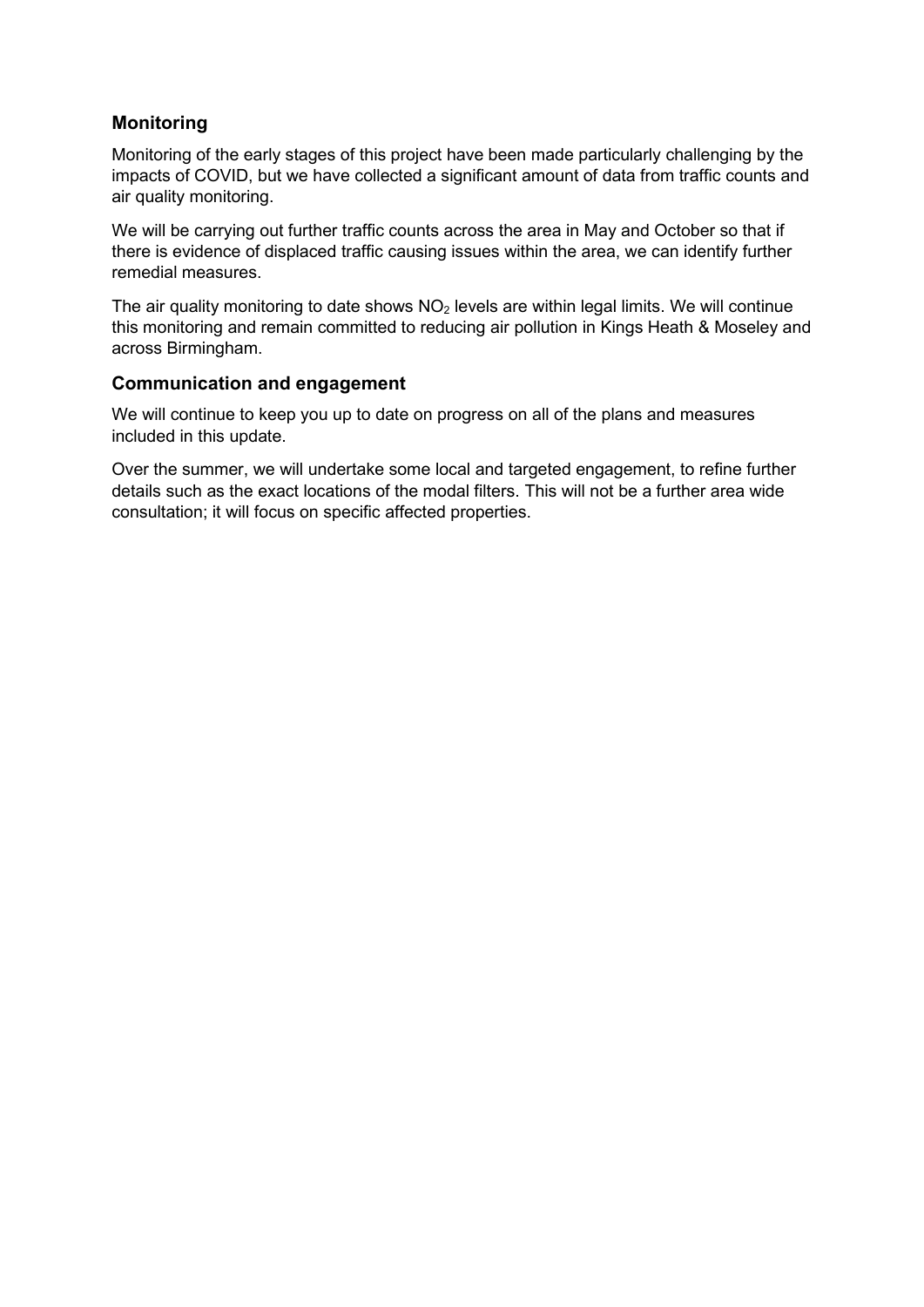## Monitoring

Monitoring of the early stages of this project have been made particularly challenging by the impacts of COVID, but we have collected a significant amount of data from traffic counts and air quality monitoring.

We will be carrying out further traffic counts across the area in May and October so that if there is evidence of displaced traffic causing issues within the area, we can identify further remedial measures.

The air quality monitoring to date shows $NO_2$ levels are within legal limits. We will continue this monitoring and remain committed to reducing air pollution in Kings Heath & Moseley and across Birmingham.

## Communication and engagement

We will continue to keep you up to date on progress on all of the plans and measures included in this update.

Over the summer, we will undertake some local and targeted engagement, to refine further details such as the exact locations of the modal filters. This will not be a further area wide consultation; it will focus on specific affected properties.